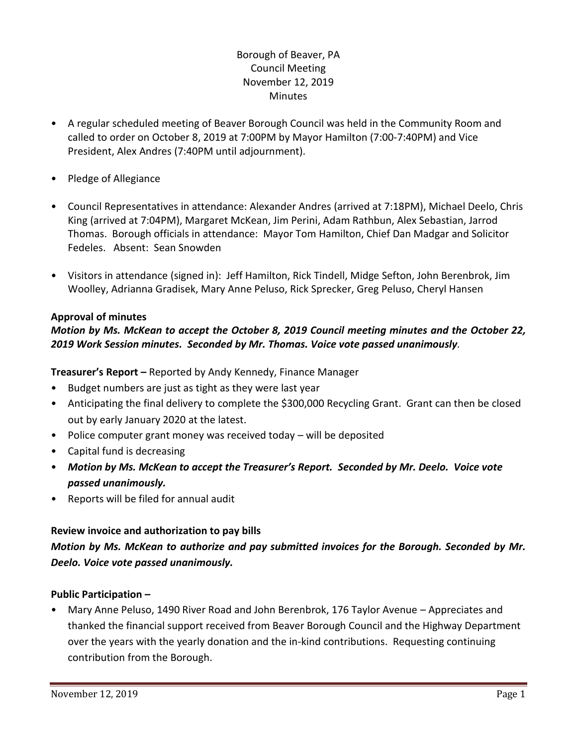Borough of Beaver, PA
Council Meeting
November 12, 2019
Minutes

- A regular scheduled meeting of Beaver Borough Council was held in the Community Room and called to order on October 8, 2019 at 7:00PM by Mayor Hamilton (7:00-7:40PM) and Vice President, Alex Andres (7:40PM until adjournment).
- Pledge of Allegiance
- Council Representatives in attendance: Alexander Andres (arrived at 7:18PM), Michael Deelo, Chris King (arrived at 7:04PM), Margaret McKean, Jim Perini, Adam Rathbun, Alex Sebastian, Jarrod Thomas. Borough officials in attendance: Mayor Tom Hamilton, Chief Dan Madgar and Solicitor Fedeles. Absent: Sean Snowden
- Visitors in attendance (signed in): Jeff Hamilton, Rick Tindell, Midge Sefton, John Berenbrok, Jim Woolley, Adrianna Gradisek, Mary Anne Peluso, Rick Sprecker, Greg Peluso, Cheryl Hansen

**Approval of minutes**

***Motion by Ms. McKean to accept the October 8, 2019 Council meeting minutes and the October 22, 2019 Work Session minutes. Seconded by Mr. Thomas. Voice vote passed unanimously***.

**Treasurer's Report –** Reported by Andy Kennedy, Finance Manager

- Budget numbers are just as tight as they were last year
- Anticipating the final delivery to complete the $300,000 Recycling Grant. Grant can then be closed out by early January 2020 at the latest.
- Police computer grant money was received today – will be deposited
- Capital fund is decreasing
- ***Motion by Ms. McKean to accept the Treasurer's Report. Seconded by Mr. Deelo. Voice vote passed unanimously.***
- Reports will be filed for annual audit

**Review invoice and authorization to pay bills**

***Motion by Ms. McKean to authorize and pay submitted invoices for the Borough. Seconded by Mr. Deelo. Voice vote passed unanimously.***

**Public Participation –**

- Mary Anne Peluso, 1490 River Road and John Berenbrok, 176 Taylor Avenue – Appreciates and thanked the financial support received from Beaver Borough Council and the Highway Department over the years with the yearly donation and the in-kind contributions. Requesting continuing contribution from the Borough.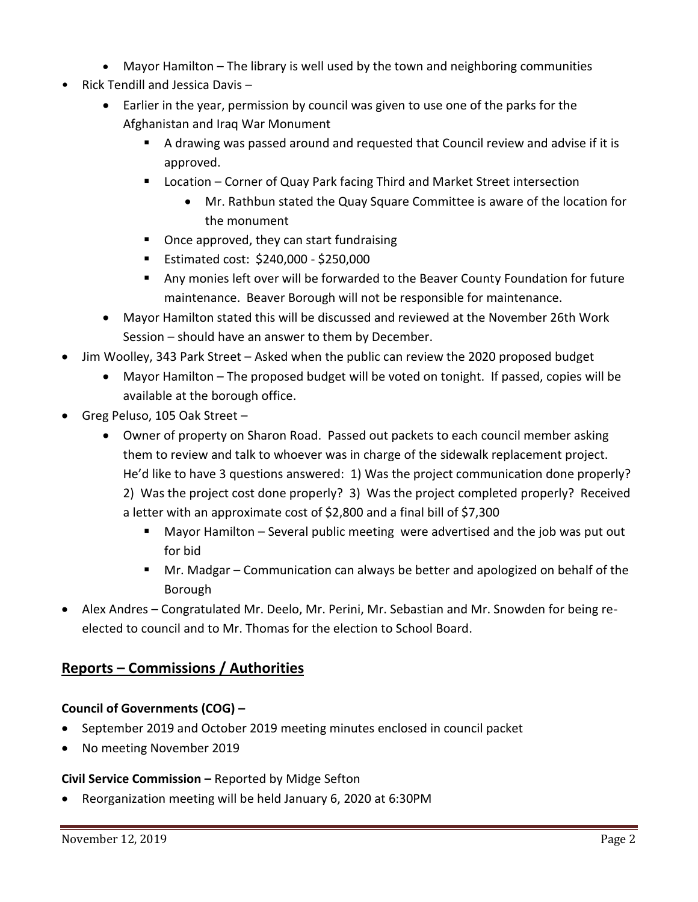- Mayor Hamilton – The library is well used by the town and neighboring communities
- Rick Tendill and Jessica Davis –
  - Earlier in the year, permission by council was given to use one of the parks for the Afghanistan and Iraq War Monument
    - A drawing was passed around and requested that Council review and advise if it is approved.
    - Location – Corner of Quay Park facing Third and Market Street intersection
      - Mr. Rathbun stated the Quay Square Committee is aware of the location for the monument
    - Once approved, they can start fundraising
    - Estimated cost: $240,000 - $250,000
    - Any monies left over will be forwarded to the Beaver County Foundation for future maintenance. Beaver Borough will not be responsible for maintenance.
  - Mayor Hamilton stated this will be discussed and reviewed at the November 26th Work Session – should have an answer to them by December.
- Jim Woolley, 343 Park Street – Asked when the public can review the 2020 proposed budget
  - Mayor Hamilton – The proposed budget will be voted on tonight. If passed, copies will be available at the borough office.
- Greg Peluso, 105 Oak Street –
  - Owner of property on Sharon Road. Passed out packets to each council member asking them to review and talk to whoever was in charge of the sidewalk replacement project. He'd like to have 3 questions answered: 1) Was the project communication done properly? 2) Was the project cost done properly? 3) Was the project completed properly? Received a letter with an approximate cost of $2,800 and a final bill of $7,300
    - Mayor Hamilton – Several public meeting were advertised and the job was put out for bid
    - Mr. Madgar – Communication can always be better and apologized on behalf of the Borough
- Alex Andres – Congratulated Mr. Deelo, Mr. Perini, Mr. Sebastian and Mr. Snowden for being re-elected to council and to Mr. Thomas for the election to School Board.

## Reports – Commissions / Authorities

**Council of Governments (COG) –**

- September 2019 and October 2019 meeting minutes enclosed in council packet
- No meeting November 2019

**Civil Service Commission –** Reported by Midge Sefton

- Reorganization meeting will be held January 6, 2020 at 6:30PM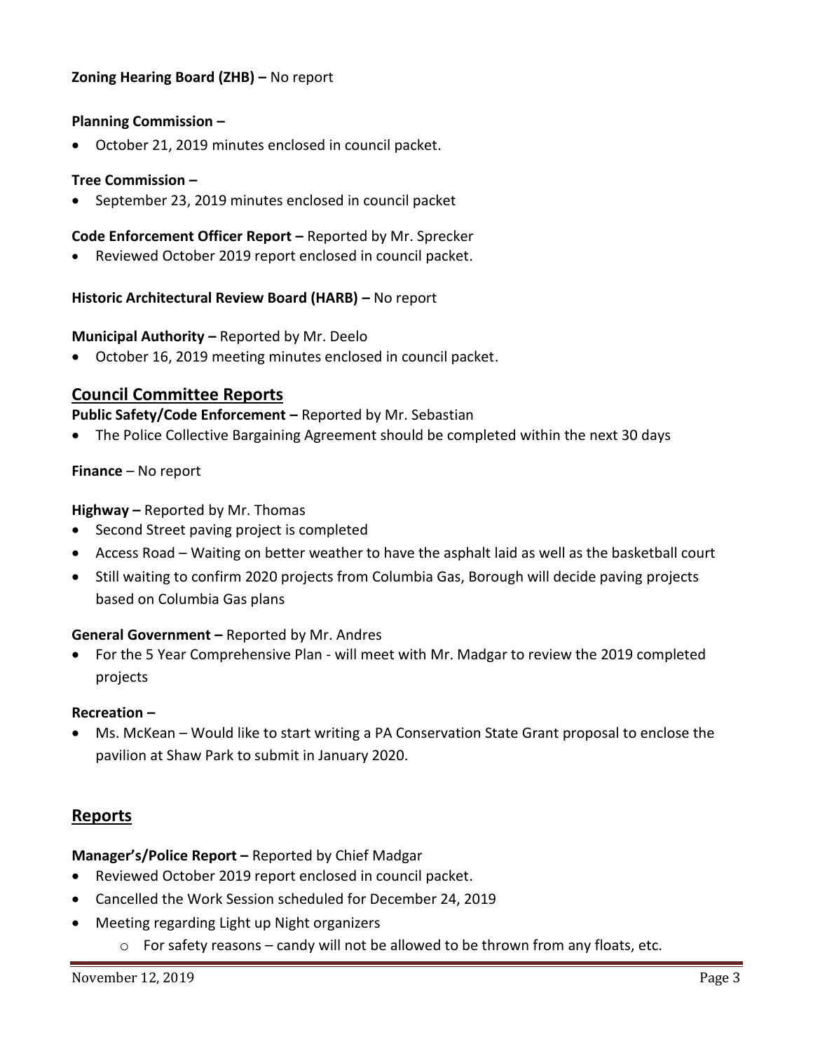**Zoning Hearing Board (ZHB) –** No report

**Planning Commission –**

- October 21, 2019 minutes enclosed in council packet.

**Tree Commission –**

- September 23, 2019 minutes enclosed in council packet

**Code Enforcement Officer Report –** Reported by Mr. Sprecker

- Reviewed October 2019 report enclosed in council packet.

**Historic Architectural Review Board (HARB) –** No report

**Municipal Authority –** Reported by Mr. Deelo

- October 16, 2019 meeting minutes enclosed in council packet.

## Council Committee Reports

**Public Safety/Code Enforcement –** Reported by Mr. Sebastian

- The Police Collective Bargaining Agreement should be completed within the next 30 days

**Finance** – No report

**Highway –** Reported by Mr. Thomas

- Second Street paving project is completed
- Access Road – Waiting on better weather to have the asphalt laid as well as the basketball court
- Still waiting to confirm 2020 projects from Columbia Gas, Borough will decide paving projects based on Columbia Gas plans

**General Government –** Reported by Mr. Andres

- For the 5 Year Comprehensive Plan - will meet with Mr. Madgar to review the 2019 completed projects

**Recreation –**

- Ms. McKean – Would like to start writing a PA Conservation State Grant proposal to enclose the pavilion at Shaw Park to submit in January 2020.

## Reports

**Manager's/Police Report –** Reported by Chief Madgar

- Reviewed October 2019 report enclosed in council packet.
- Cancelled the Work Session scheduled for December 24, 2019
- Meeting regarding Light up Night organizers
  - For safety reasons – candy will not be allowed to be thrown from any floats, etc.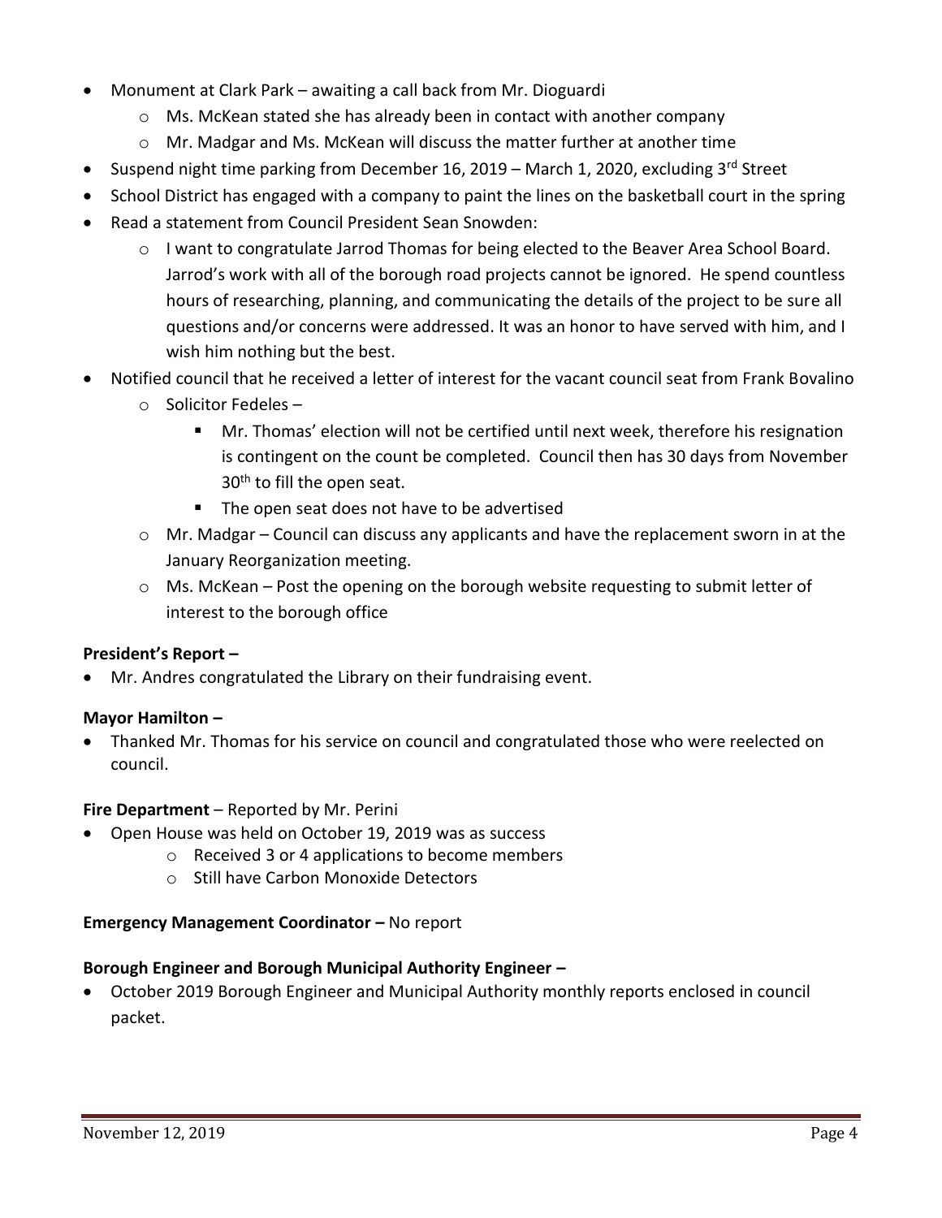- Monument at Clark Park – awaiting a call back from Mr. Dioguardi
  - Ms. McKean stated she has already been in contact with another company
  - Mr. Madgar and Ms. McKean will discuss the matter further at another time
- Suspend night time parking from December 16, 2019 – March 1, 2020, excluding 3rd Street
- School District has engaged with a company to paint the lines on the basketball court in the spring
- Read a statement from Council President Sean Snowden:
  - I want to congratulate Jarrod Thomas for being elected to the Beaver Area School Board. Jarrod's work with all of the borough road projects cannot be ignored. He spend countless hours of researching, planning, and communicating the details of the project to be sure all questions and/or concerns were addressed. It was an honor to have served with him, and I wish him nothing but the best.
- Notified council that he received a letter of interest for the vacant council seat from Frank Bovalino
  - Solicitor Fedeles –
    - Mr. Thomas' election will not be certified until next week, therefore his resignation is contingent on the count be completed. Council then has 30 days from November 30th to fill the open seat.
    - The open seat does not have to be advertised
  - Mr. Madgar – Council can discuss any applicants and have the replacement sworn in at the January Reorganization meeting.
  - Ms. McKean – Post the opening on the borough website requesting to submit letter of interest to the borough office

**President's Report –**

- Mr. Andres congratulated the Library on their fundraising event.

**Mayor Hamilton –**

- Thanked Mr. Thomas for his service on council and congratulated those who were reelected on council.

**Fire Department** – Reported by Mr. Perini

- Open House was held on October 19, 2019 was as success
  - Received 3 or 4 applications to become members
  - Still have Carbon Monoxide Detectors

**Emergency Management Coordinator –** No report

**Borough Engineer and Borough Municipal Authority Engineer –**

- October 2019 Borough Engineer and Municipal Authority monthly reports enclosed in council packet.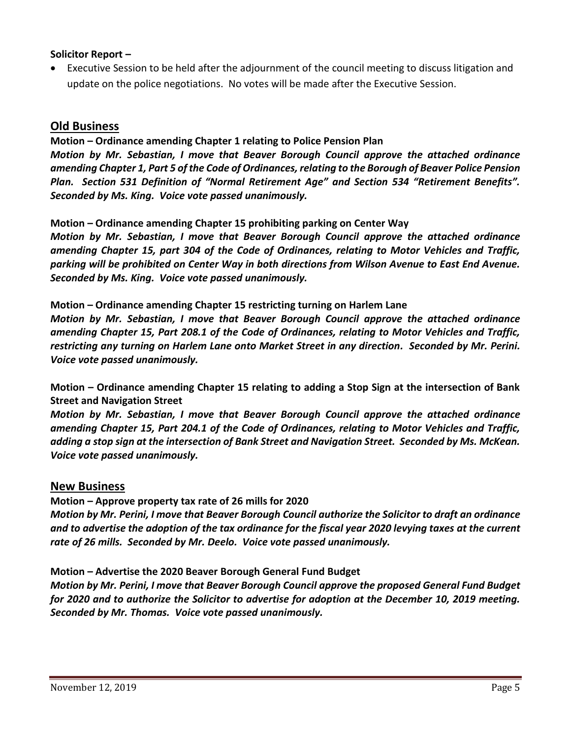**Solicitor Report –**

- Executive Session to be held after the adjournment of the council meeting to discuss litigation and update on the police negotiations. No votes will be made after the Executive Session.

## Old Business

**Motion – Ordinance amending Chapter 1 relating to Police Pension Plan**

***Motion by Mr. Sebastian, I move that Beaver Borough Council approve the attached ordinance amending Chapter 1, Part 5 of the Code of Ordinances, relating to the Borough of Beaver Police Pension Plan. Section 531 Definition of "Normal Retirement Age" and Section 534 "Retirement Benefits". Seconded by Ms. King. Voice vote passed unanimously.***

**Motion – Ordinance amending Chapter 15 prohibiting parking on Center Way**

***Motion by Mr. Sebastian, I move that Beaver Borough Council approve the attached ordinance amending Chapter 15, part 304 of the Code of Ordinances, relating to Motor Vehicles and Traffic, parking will be prohibited on Center Way in both directions from Wilson Avenue to East End Avenue. Seconded by Ms. King. Voice vote passed unanimously.***

**Motion – Ordinance amending Chapter 15 restricting turning on Harlem Lane**

***Motion by Mr. Sebastian, I move that Beaver Borough Council approve the attached ordinance amending Chapter 15, Part 208.1 of the Code of Ordinances, relating to Motor Vehicles and Traffic, restricting any turning on Harlem Lane onto Market Street in any direction. Seconded by Mr. Perini. Voice vote passed unanimously.***

**Motion – Ordinance amending Chapter 15 relating to adding a Stop Sign at the intersection of Bank Street and Navigation Street**

***Motion by Mr. Sebastian, I move that Beaver Borough Council approve the attached ordinance amending Chapter 15, Part 204.1 of the Code of Ordinances, relating to Motor Vehicles and Traffic, adding a stop sign at the intersection of Bank Street and Navigation Street. Seconded by Ms. McKean. Voice vote passed unanimously.***

## New Business

**Motion – Approve property tax rate of 26 mills for 2020**

***Motion by Mr. Perini, I move that Beaver Borough Council authorize the Solicitor to draft an ordinance and to advertise the adoption of the tax ordinance for the fiscal year 2020 levying taxes at the current rate of 26 mills. Seconded by Mr. Deelo. Voice vote passed unanimously.***

**Motion – Advertise the 2020 Beaver Borough General Fund Budget**

***Motion by Mr. Perini, I move that Beaver Borough Council approve the proposed General Fund Budget for 2020 and to authorize the Solicitor to advertise for adoption at the December 10, 2019 meeting. Seconded by Mr. Thomas. Voice vote passed unanimously.***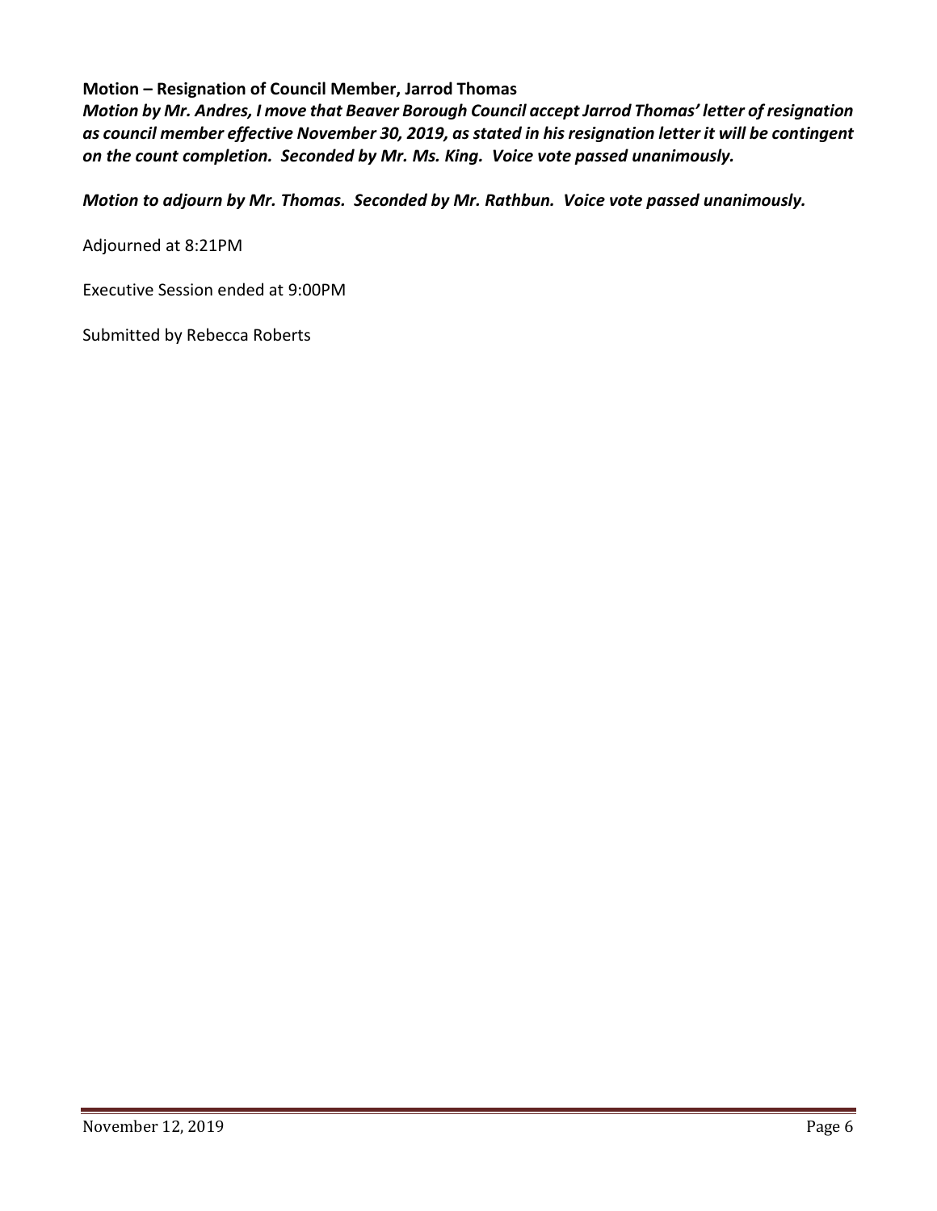**Motion – Resignation of Council Member, Jarrod Thomas**

***Motion by Mr. Andres, I move that Beaver Borough Council accept Jarrod Thomas' letter of resignation as council member effective November 30, 2019, as stated in his resignation letter it will be contingent on the count completion. Seconded by Mr. Ms. King. Voice vote passed unanimously.***

***Motion to adjourn by Mr. Thomas. Seconded by Mr. Rathbun. Voice vote passed unanimously.***

Adjourned at 8:21PM

Executive Session ended at 9:00PM

Submitted by Rebecca Roberts